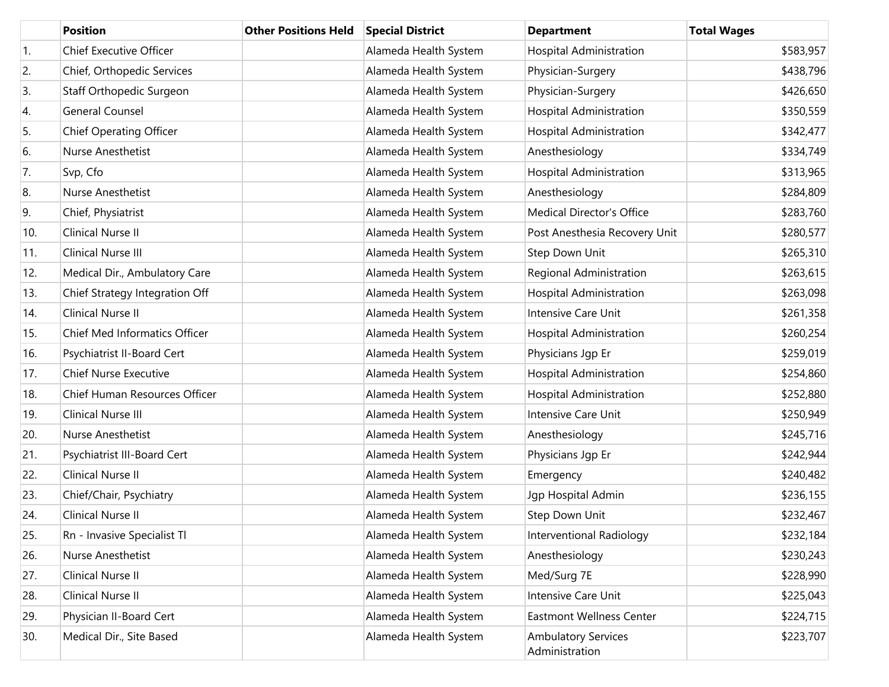| | Position | Other Positions Held | Special District | Department | Total Wages |
|---|---|---|---|---|---|
| 1. | Chief Executive Officer | | Alameda Health System | Hospital Administration | $583,957 |
| 2. | Chief, Orthopedic Services | | Alameda Health System | Physician-Surgery | $438,796 |
| 3. | Staff Orthopedic Surgeon | | Alameda Health System | Physician-Surgery | $426,650 |
| 4. | General Counsel | | Alameda Health System | Hospital Administration | $350,559 |
| 5. | Chief Operating Officer | | Alameda Health System | Hospital Administration | $342,477 |
| 6. | Nurse Anesthetist | | Alameda Health System | Anesthesiology | $334,749 |
| 7. | Svp, Cfo | | Alameda Health System | Hospital Administration | $313,965 |
| 8. | Nurse Anesthetist | | Alameda Health System | Anesthesiology | $284,809 |
| 9. | Chief, Physiatrist | | Alameda Health System | Medical Director's Office | $283,760 |
| 10. | Clinical Nurse II | | Alameda Health System | Post Anesthesia Recovery Unit | $280,577 |
| 11. | Clinical Nurse III | | Alameda Health System | Step Down Unit | $265,310 |
| 12. | Medical Dir., Ambulatory Care | | Alameda Health System | Regional Administration | $263,615 |
| 13. | Chief Strategy Integration Off | | Alameda Health System | Hospital Administration | $263,098 |
| 14. | Clinical Nurse II | | Alameda Health System | Intensive Care Unit | $261,358 |
| 15. | Chief Med Informatics Officer | | Alameda Health System | Hospital Administration | $260,254 |
| 16. | Psychiatrist II-Board Cert | | Alameda Health System | Physicians Jgp Er | $259,019 |
| 17. | Chief Nurse Executive | | Alameda Health System | Hospital Administration | $254,860 |
| 18. | Chief Human Resources Officer | | Alameda Health System | Hospital Administration | $252,880 |
| 19. | Clinical Nurse III | | Alameda Health System | Intensive Care Unit | $250,949 |
| 20. | Nurse Anesthetist | | Alameda Health System | Anesthesiology | $245,716 |
| 21. | Psychiatrist III-Board Cert | | Alameda Health System | Physicians Jgp Er | $242,944 |
| 22. | Clinical Nurse II | | Alameda Health System | Emergency | $240,482 |
| 23. | Chief/Chair, Psychiatry | | Alameda Health System | Jgp Hospital Admin | $236,155 |
| 24. | Clinical Nurse II | | Alameda Health System | Step Down Unit | $232,467 |
| 25. | Rn - Invasive Specialist Tl | | Alameda Health System | Interventional Radiology | $232,184 |
| 26. | Nurse Anesthetist | | Alameda Health System | Anesthesiology | $230,243 |
| 27. | Clinical Nurse II | | Alameda Health System | Med/Surg 7E | $228,990 |
| 28. | Clinical Nurse II | | Alameda Health System | Intensive Care Unit | $225,043 |
| 29. | Physician II-Board Cert | | Alameda Health System | Eastmont Wellness Center | $224,715 |
| 30. | Medical Dir., Site Based | | Alameda Health System | Ambulatory Services Administration | $223,707 |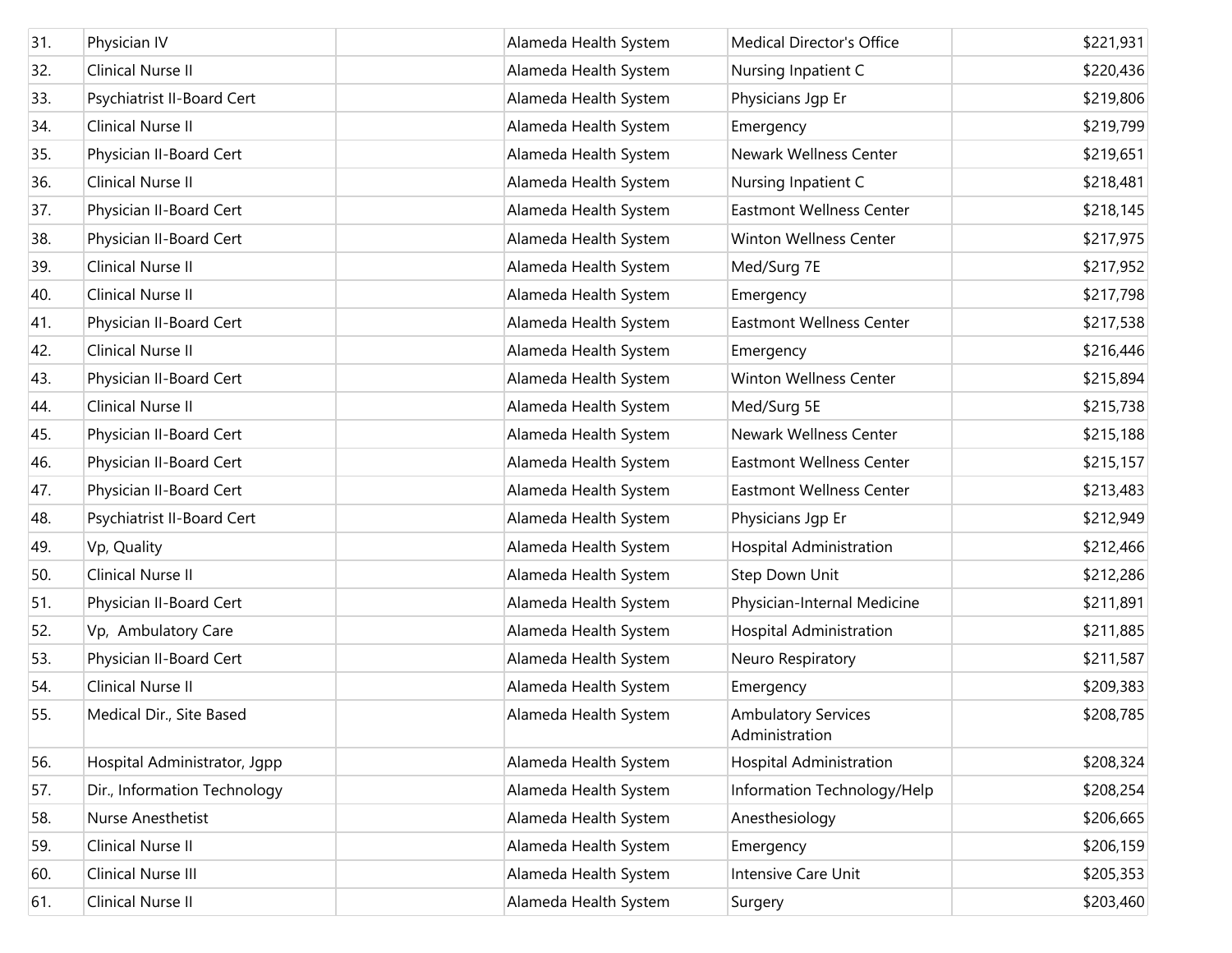| | | | | | |
|---|---|---|---|---|---|
| 31. | Physician IV | | Alameda Health System | Medical Director's Office | $221,931 |
| 32. | Clinical Nurse II | | Alameda Health System | Nursing Inpatient C | $220,436 |
| 33. | Psychiatrist II-Board Cert | | Alameda Health System | Physicians Jgp Er | $219,806 |
| 34. | Clinical Nurse II | | Alameda Health System | Emergency | $219,799 |
| 35. | Physician II-Board Cert | | Alameda Health System | Newark Wellness Center | $219,651 |
| 36. | Clinical Nurse II | | Alameda Health System | Nursing Inpatient C | $218,481 |
| 37. | Physician II-Board Cert | | Alameda Health System | Eastmont Wellness Center | $218,145 |
| 38. | Physician II-Board Cert | | Alameda Health System | Winton Wellness Center | $217,975 |
| 39. | Clinical Nurse II | | Alameda Health System | Med/Surg 7E | $217,952 |
| 40. | Clinical Nurse II | | Alameda Health System | Emergency | $217,798 |
| 41. | Physician II-Board Cert | | Alameda Health System | Eastmont Wellness Center | $217,538 |
| 42. | Clinical Nurse II | | Alameda Health System | Emergency | $216,446 |
| 43. | Physician II-Board Cert | | Alameda Health System | Winton Wellness Center | $215,894 |
| 44. | Clinical Nurse II | | Alameda Health System | Med/Surg 5E | $215,738 |
| 45. | Physician II-Board Cert | | Alameda Health System | Newark Wellness Center | $215,188 |
| 46. | Physician II-Board Cert | | Alameda Health System | Eastmont Wellness Center | $215,157 |
| 47. | Physician II-Board Cert | | Alameda Health System | Eastmont Wellness Center | $213,483 |
| 48. | Psychiatrist II-Board Cert | | Alameda Health System | Physicians Jgp Er | $212,949 |
| 49. | Vp, Quality | | Alameda Health System | Hospital Administration | $212,466 |
| 50. | Clinical Nurse II | | Alameda Health System | Step Down Unit | $212,286 |
| 51. | Physician II-Board Cert | | Alameda Health System | Physician-Internal Medicine | $211,891 |
| 52. | Vp, Ambulatory Care | | Alameda Health System | Hospital Administration | $211,885 |
| 53. | Physician II-Board Cert | | Alameda Health System | Neuro Respiratory | $211,587 |
| 54. | Clinical Nurse II | | Alameda Health System | Emergency | $209,383 |
| 55. | Medical Dir., Site Based | | Alameda Health System | Ambulatory Services Administration | $208,785 |
| 56. | Hospital Administrator, Jgpp | | Alameda Health System | Hospital Administration | $208,324 |
| 57. | Dir., Information Technology | | Alameda Health System | Information Technology/Help | $208,254 |
| 58. | Nurse Anesthetist | | Alameda Health System | Anesthesiology | $206,665 |
| 59. | Clinical Nurse II | | Alameda Health System | Emergency | $206,159 |
| 60. | Clinical Nurse III | | Alameda Health System | Intensive Care Unit | $205,353 |
| 61. | Clinical Nurse II | | Alameda Health System | Surgery | $203,460 |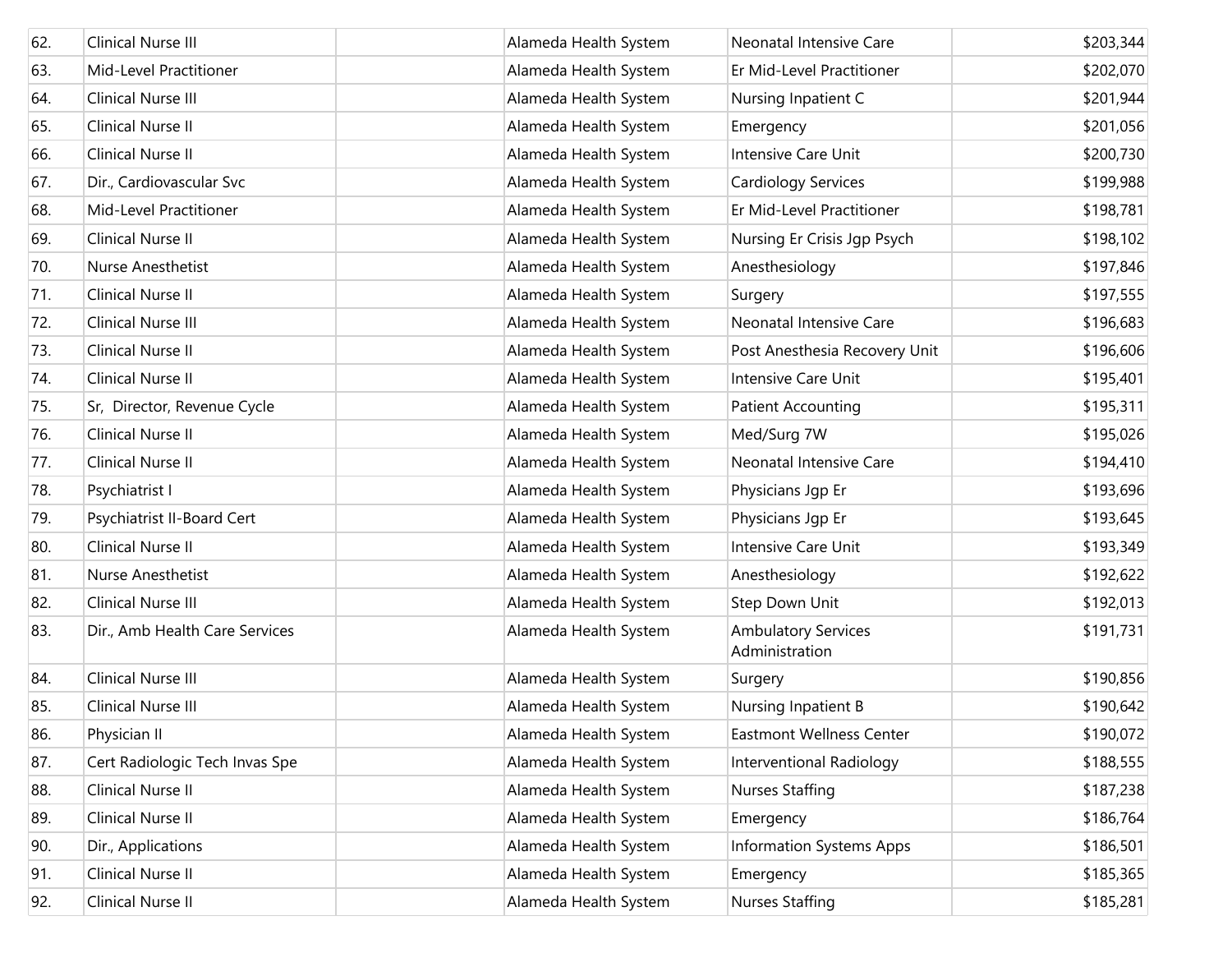| | | | | | |
|---|---|---|---|---|---|
| 62. | Clinical Nurse III | | Alameda Health System | Neonatal Intensive Care | $203,344 |
| 63. | Mid-Level Practitioner | | Alameda Health System | Er Mid-Level Practitioner | $202,070 |
| 64. | Clinical Nurse III | | Alameda Health System | Nursing Inpatient C | $201,944 |
| 65. | Clinical Nurse II | | Alameda Health System | Emergency | $201,056 |
| 66. | Clinical Nurse II | | Alameda Health System | Intensive Care Unit | $200,730 |
| 67. | Dir., Cardiovascular Svc | | Alameda Health System | Cardiology Services | $199,988 |
| 68. | Mid-Level Practitioner | | Alameda Health System | Er Mid-Level Practitioner | $198,781 |
| 69. | Clinical Nurse II | | Alameda Health System | Nursing Er Crisis Jgp Psych | $198,102 |
| 70. | Nurse Anesthetist | | Alameda Health System | Anesthesiology | $197,846 |
| 71. | Clinical Nurse II | | Alameda Health System | Surgery | $197,555 |
| 72. | Clinical Nurse III | | Alameda Health System | Neonatal Intensive Care | $196,683 |
| 73. | Clinical Nurse II | | Alameda Health System | Post Anesthesia Recovery Unit | $196,606 |
| 74. | Clinical Nurse II | | Alameda Health System | Intensive Care Unit | $195,401 |
| 75. | Sr, Director, Revenue Cycle | | Alameda Health System | Patient Accounting | $195,311 |
| 76. | Clinical Nurse II | | Alameda Health System | Med/Surg 7W | $195,026 |
| 77. | Clinical Nurse II | | Alameda Health System | Neonatal Intensive Care | $194,410 |
| 78. | Psychiatrist I | | Alameda Health System | Physicians Jgp Er | $193,696 |
| 79. | Psychiatrist II-Board Cert | | Alameda Health System | Physicians Jgp Er | $193,645 |
| 80. | Clinical Nurse II | | Alameda Health System | Intensive Care Unit | $193,349 |
| 81. | Nurse Anesthetist | | Alameda Health System | Anesthesiology | $192,622 |
| 82. | Clinical Nurse III | | Alameda Health System | Step Down Unit | $192,013 |
| 83. | Dir., Amb Health Care Services | | Alameda Health System | Ambulatory Services Administration | $191,731 |
| 84. | Clinical Nurse III | | Alameda Health System | Surgery | $190,856 |
| 85. | Clinical Nurse III | | Alameda Health System | Nursing Inpatient B | $190,642 |
| 86. | Physician II | | Alameda Health System | Eastmont Wellness Center | $190,072 |
| 87. | Cert Radiologic Tech Invas Spe | | Alameda Health System | Interventional Radiology | $188,555 |
| 88. | Clinical Nurse II | | Alameda Health System | Nurses Staffing | $187,238 |
| 89. | Clinical Nurse II | | Alameda Health System | Emergency | $186,764 |
| 90. | Dir., Applications | | Alameda Health System | Information Systems Apps | $186,501 |
| 91. | Clinical Nurse II | | Alameda Health System | Emergency | $185,365 |
| 92. | Clinical Nurse II | | Alameda Health System | Nurses Staffing | $185,281 |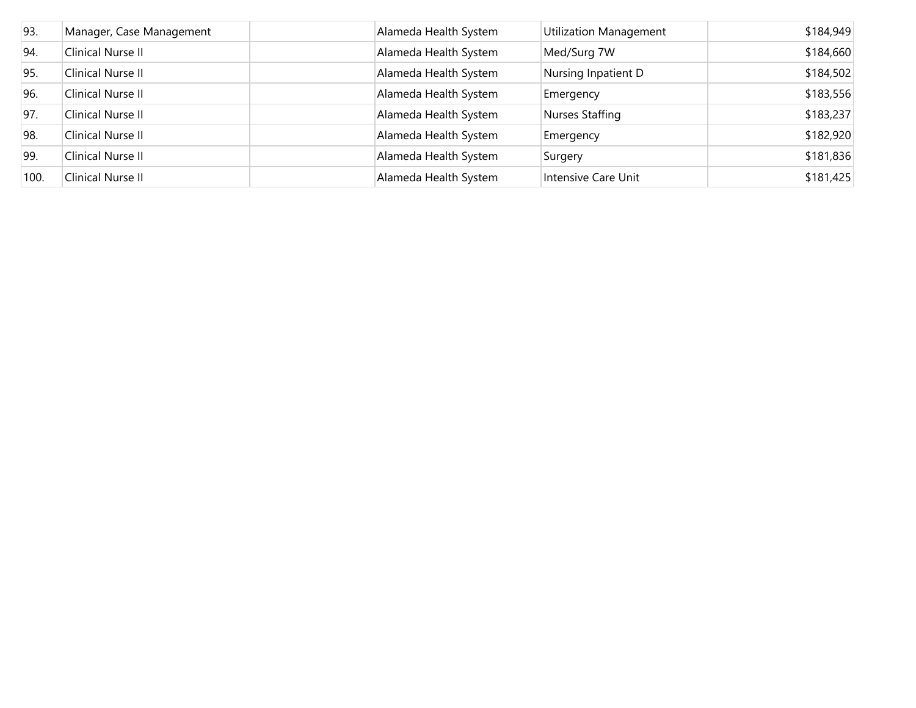| | | | | | |
|---|---|---|---|---|---|
| 93. | Manager, Case Management | | Alameda Health System | Utilization Management | $184,949 |
| 94. | Clinical Nurse II | | Alameda Health System | Med/Surg 7W | $184,660 |
| 95. | Clinical Nurse II | | Alameda Health System | Nursing Inpatient D | $184,502 |
| 96. | Clinical Nurse II | | Alameda Health System | Emergency | $183,556 |
| 97. | Clinical Nurse II | | Alameda Health System | Nurses Staffing | $183,237 |
| 98. | Clinical Nurse II | | Alameda Health System | Emergency | $182,920 |
| 99. | Clinical Nurse II | | Alameda Health System | Surgery | $181,836 |
| 100. | Clinical Nurse II | | Alameda Health System | Intensive Care Unit | $181,425 |